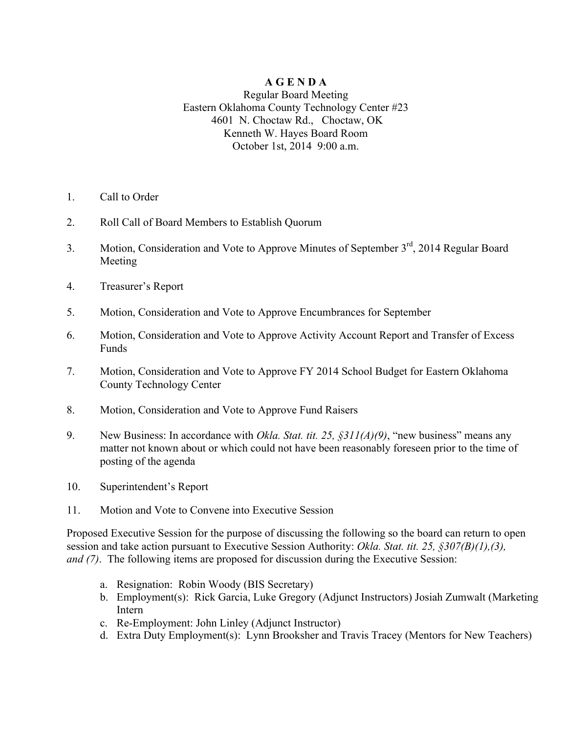# A G E N D A

Regular Board Meeting
Eastern Oklahoma County Technology Center #23
4601 N. Choctaw Rd., Choctaw, OK
Kenneth W. Hayes Board Room
October 1st, 2014 9:00 a.m.

1. Call to Order
2. Roll Call of Board Members to Establish Quorum
3. Motion, Consideration and Vote to Approve Minutes of September 3rd, 2014 Regular Board Meeting
4. Treasurer's Report
5. Motion, Consideration and Vote to Approve Encumbrances for September
6. Motion, Consideration and Vote to Approve Activity Account Report and Transfer of Excess Funds
7. Motion, Consideration and Vote to Approve FY 2014 School Budget for Eastern Oklahoma County Technology Center
8. Motion, Consideration and Vote to Approve Fund Raisers
9. New Business: In accordance with *Okla. Stat. tit. 25, §311(A)(9)*, "new business" means any matter not known about or which could not have been reasonably foreseen prior to the time of posting of the agenda
10. Superintendent's Report
11. Motion and Vote to Convene into Executive Session

Proposed Executive Session for the purpose of discussing the following so the board can return to open session and take action pursuant to Executive Session Authority: *Okla. Stat. tit. 25, §307(B)(1),(3), and (7)*. The following items are proposed for discussion during the Executive Session:

a. Resignation: Robin Woody (BIS Secretary)
b. Employment(s): Rick Garcia, Luke Gregory (Adjunct Instructors) Josiah Zumwalt (Marketing Intern
c. Re-Employment: John Linley (Adjunct Instructor)
d. Extra Duty Employment(s): Lynn Brooksher and Travis Tracey (Mentors for New Teachers)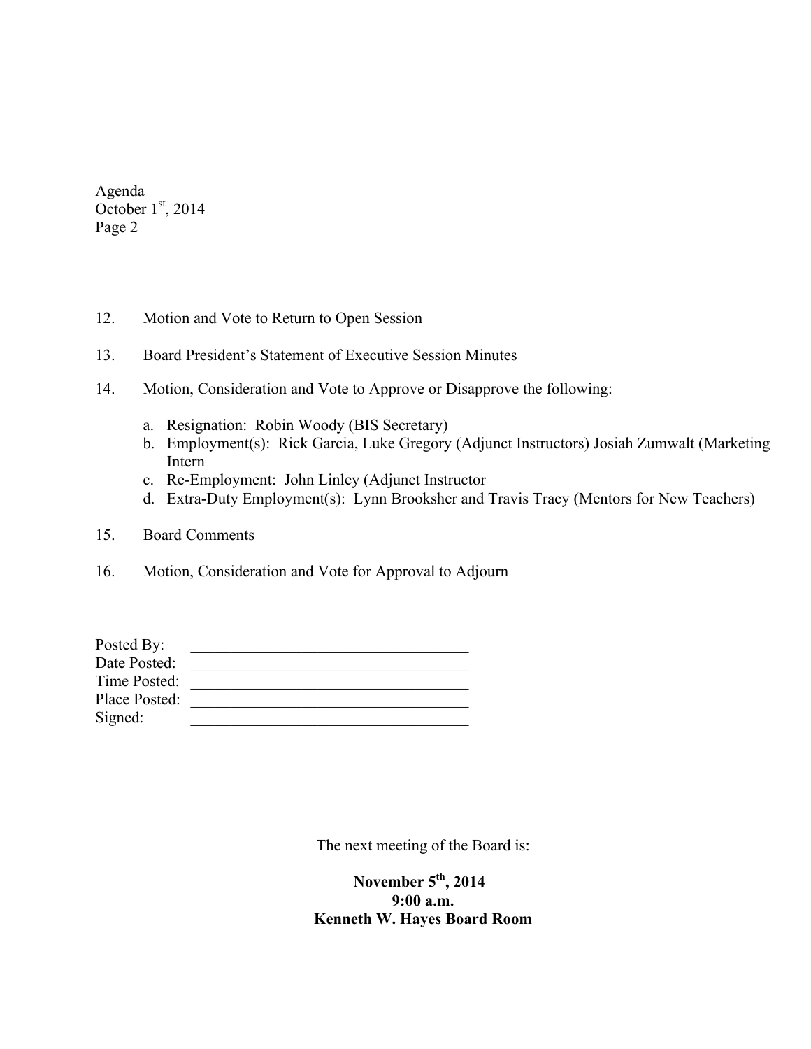Agenda
October 1st, 2014
Page 2

12. Motion and Vote to Return to Open Session

13. Board President's Statement of Executive Session Minutes

14. Motion, Consideration and Vote to Approve or Disapprove the following:

    a. Resignation: Robin Woody (BIS Secretary)
    b. Employment(s): Rick Garcia, Luke Gregory (Adjunct Instructors) Josiah Zumwalt (Marketing Intern
    c. Re-Employment: John Linley (Adjunct Instructor
    d. Extra-Duty Employment(s): Lynn Brooksher and Travis Tracy (Mentors for New Teachers)

15. Board Comments

16. Motion, Consideration and Vote for Approval to Adjourn

Posted By: ___________________________________
Date Posted: ___________________________________
Time Posted: ___________________________________
Place Posted: ___________________________________
Signed: ___________________________________

The next meeting of the Board is:

**November 5th, 2014**
**9:00 a.m.**
**Kenneth W. Hayes Board Room**